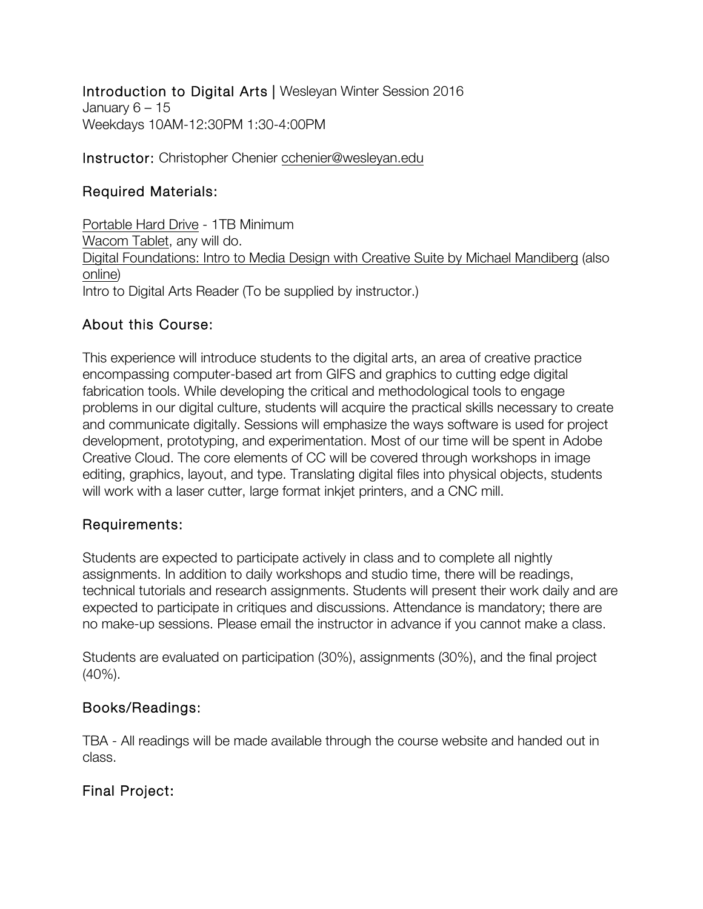**Introduction to Digital Arts |** Wesleyan Winter Session 2016
January 6 – 15
Weekdays 10AM-12:30PM 1:30-4:00PM

**Instructor:** Christopher Chenier cchenier@wesleyan.edu

## Required Materials:

Portable Hard Drive - 1TB Minimum
Wacom Tablet, any will do.
Digital Foundations: Intro to Media Design with Creative Suite by Michael Mandiberg (also online)
Intro to Digital Arts Reader (To be supplied by instructor.)

## About this Course:

This experience will introduce students to the digital arts, an area of creative practice encompassing computer-based art from GIFS and graphics to cutting edge digital fabrication tools. While developing the critical and methodological tools to engage problems in our digital culture, students will acquire the practical skills necessary to create and communicate digitally. Sessions will emphasize the ways software is used for project development, prototyping, and experimentation. Most of our time will be spent in Adobe Creative Cloud. The core elements of CC will be covered through workshops in image editing, graphics, layout, and type. Translating digital files into physical objects, students will work with a laser cutter, large format inkjet printers, and a CNC mill.

## Requirements:

Students are expected to participate actively in class and to complete all nightly assignments. In addition to daily workshops and studio time, there will be readings, technical tutorials and research assignments. Students will present their work daily and are expected to participate in critiques and discussions. Attendance is mandatory; there are no make-up sessions. Please email the instructor in advance if you cannot make a class.

Students are evaluated on participation (30%), assignments (30%), and the final project (40%).

## Books/Readings:

TBA - All readings will be made available through the course website and handed out in class.

## Final Project: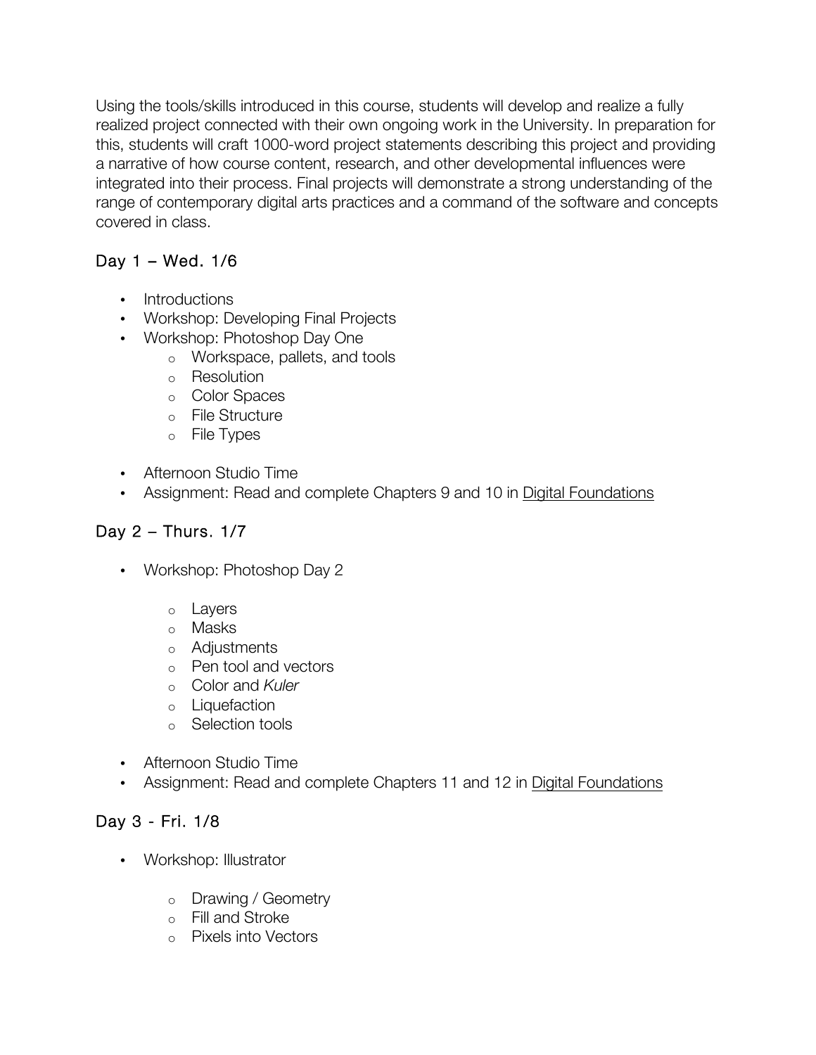Using the tools/skills introduced in this course, students will develop and realize a fully realized project connected with their own ongoing work in the University. In preparation for this, students will craft 1000-word project statements describing this project and providing a narrative of how course content, research, and other developmental influences were integrated into their process. Final projects will demonstrate a strong understanding of the range of contemporary digital arts practices and a command of the software and concepts covered in class.

## Day 1 – Wed. 1/6

- Introductions
- Workshop: Developing Final Projects
- Workshop: Photoshop Day One
  - Workspace, pallets, and tools
  - Resolution
  - Color Spaces
  - File Structure
  - File Types
- Afternoon Studio Time
- Assignment: Read and complete Chapters 9 and 10 in Digital Foundations

## Day 2 – Thurs. 1/7

- Workshop: Photoshop Day 2
  - Layers
  - Masks
  - Adjustments
  - Pen tool and vectors
  - Color and *Kuler*
  - Liquefaction
  - Selection tools
- Afternoon Studio Time
- Assignment: Read and complete Chapters 11 and 12 in Digital Foundations

## Day 3 - Fri. 1/8

- Workshop: Illustrator
  - Drawing / Geometry
  - Fill and Stroke
  - Pixels into Vectors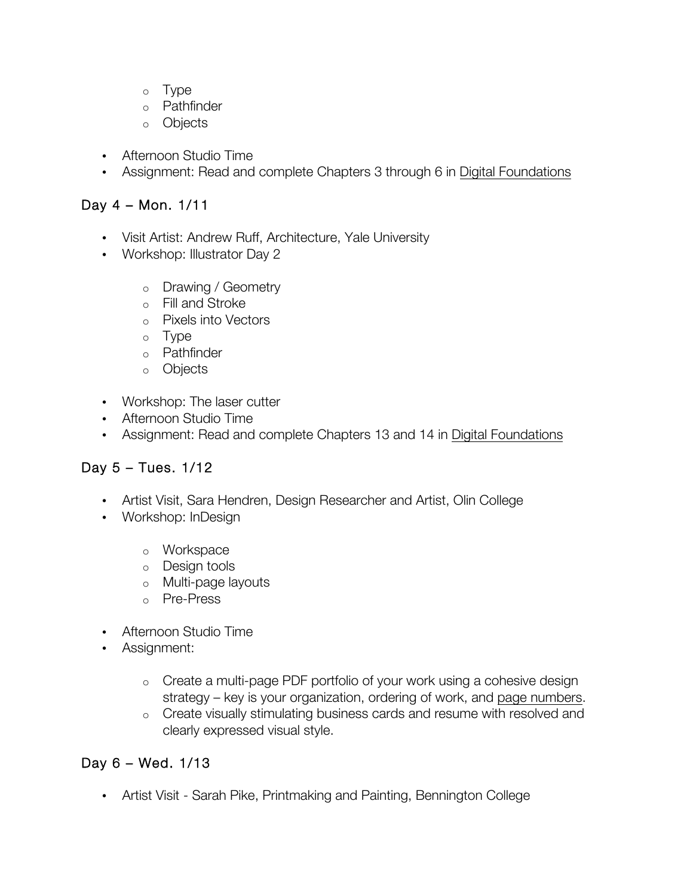- Type
  - Pathfinder
  - Objects

- Afternoon Studio Time
- Assignment: Read and complete Chapters 3 through 6 in <u>Digital Foundations</u>

## Day 4 – Mon. 1/11

- Visit Artist: Andrew Ruff, Architecture, Yale University
- Workshop: Illustrator Day 2
  - Drawing / Geometry
  - Fill and Stroke
  - Pixels into Vectors
  - Type
  - Pathfinder
  - Objects
- Workshop: The laser cutter
- Afternoon Studio Time
- Assignment: Read and complete Chapters 13 and 14 in <u>Digital Foundations</u>

## Day 5 – Tues. 1/12

- Artist Visit, Sara Hendren, Design Researcher and Artist, Olin College
- Workshop: InDesign
  - Workspace
  - Design tools
  - Multi-page layouts
  - Pre-Press
- Afternoon Studio Time
- Assignment:
  - Create a multi-page PDF portfolio of your work using a cohesive design strategy – key is your organization, ordering of work, and <u>page numbers</u>.
  - Create visually stimulating business cards and resume with resolved and clearly expressed visual style.

## Day 6 – Wed. 1/13

- Artist Visit - Sarah Pike, Printmaking and Painting, Bennington College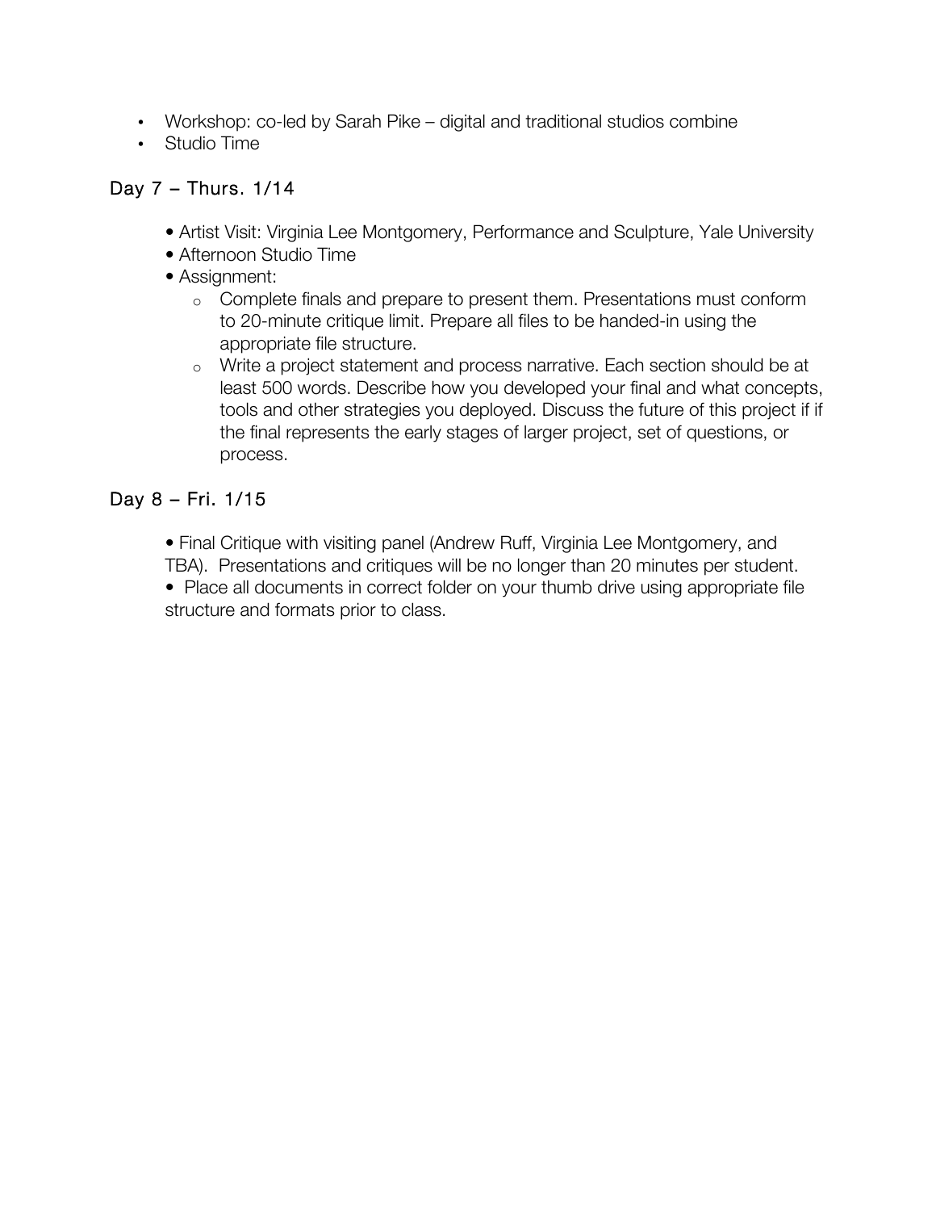- Workshop: co-led by Sarah Pike – digital and traditional studios combine
- Studio Time

## Day 7 – Thurs. 1/14

- Artist Visit: Virginia Lee Montgomery, Performance and Sculpture, Yale University
- Afternoon Studio Time
- Assignment:
    - Complete finals and prepare to present them. Presentations must conform to 20-minute critique limit. Prepare all files to be handed-in using the appropriate file structure.
    - Write a project statement and process narrative. Each section should be at least 500 words. Describe how you developed your final and what concepts, tools and other strategies you deployed. Discuss the future of this project if if the final represents the early stages of larger project, set of questions, or process.

## Day 8 – Fri. 1/15

- Final Critique with visiting panel (Andrew Ruff, Virginia Lee Montgomery, and TBA). Presentations and critiques will be no longer than 20 minutes per student.
- Place all documents in correct folder on your thumb drive using appropriate file structure and formats prior to class.